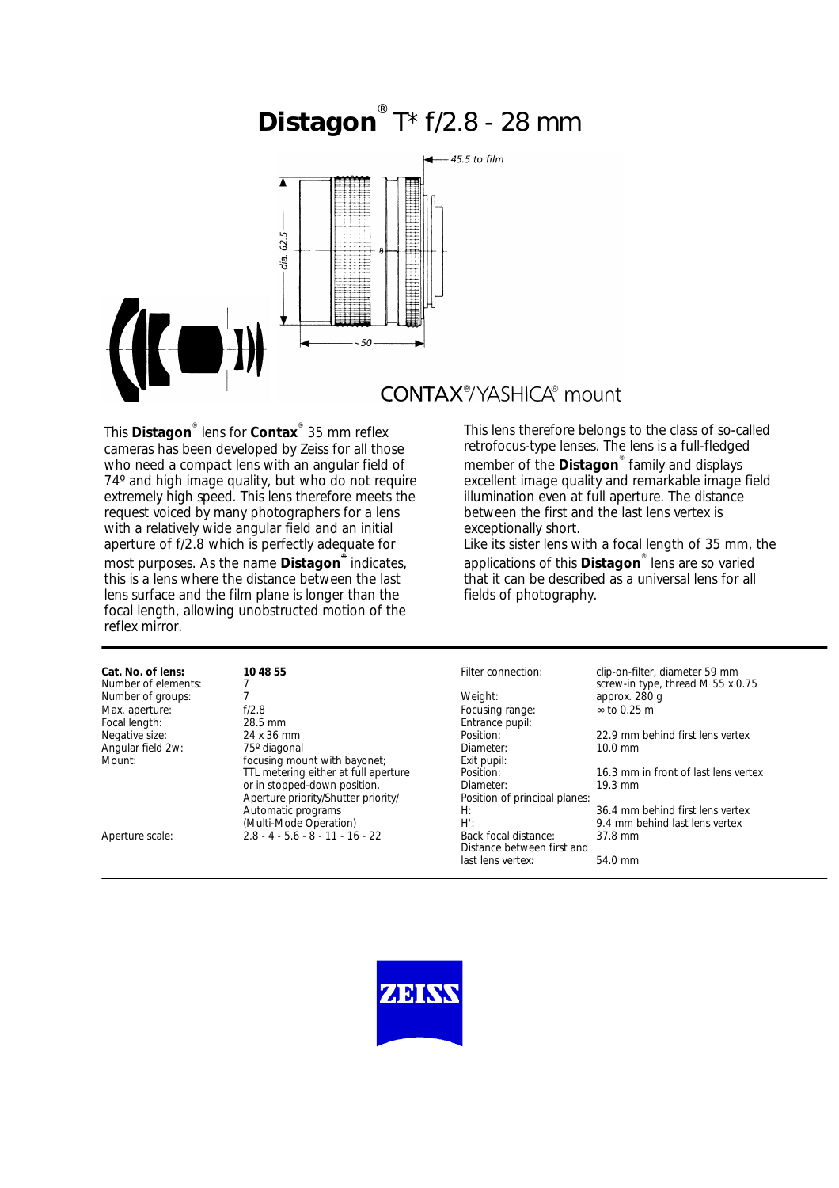# Distagon® T* f/2.8 - 28 mm

45.5 to film

dia. 62.5

~50

CONTAX®/YASHICA® mount

This **Distagon**® lens for **Contax**® 35 mm reflex cameras has been developed by Zeiss for all those who need a compact lens with an angular field of 74º and high image quality, but who do not require extremely high speed. This lens therefore meets the request voiced by many photographers for a lens with a relatively wide angular field and an initial aperture of f/2.8 which is perfectly adequate for most purposes. As the name **Distagon**® indicates, this is a lens where the distance between the last lens surface and the film plane is longer than the focal length, allowing unobstructed motion of the reflex mirror.

This lens therefore belongs to the class of so-called retrofocus-type lenses. The lens is a full-fledged member of the **Distagon**® family and displays excellent image quality and remarkable image field illumination even at full aperture. The distance between the first and the last lens vertex is exceptionally short.

Like its sister lens with a focal length of 35 mm, the applications of this **Distagon**® lens are so varied that it can be described as a universal lens for all fields of photography.

| | |
|---|---|
| **Cat. No. of lens:** | **10 48 55** |
| Number of elements: | 7 |
| Number of groups: | 7 |
| Max. aperture: | f/2.8 |
| Focal length: | 28.5 mm |
| Negative size: | 24 x 36 mm |
| Angular field 2w: | 75º diagonal |
| Mount: | focusing mount with bayonet; TTL metering either at full aperture or in stopped-down position. Aperture priority/Shutter priority/ Automatic programs (Multi-Mode Operation) |
| Aperture scale: | 2.8 - 4 - 5.6 - 8 - 11 - 16 - 22 |
| Filter connection: | clip-on-filter, diameter 59 mm screw-in type, thread M 55 x 0.75 |
| Weight: | approx. 280 g |
| Focusing range: | ∞ to 0.25 m |
| Entrance pupil: | |
| Position: | 22.9 mm behind first lens vertex |
| Diameter: | 10.0 mm |
| Exit pupil: | |
| Position: | 16.3 mm in front of last lens vertex |
| Diameter: | 19.3 mm |
| Position of principal planes: | |
| H: | 36.4 mm behind first lens vertex |
| H': | 9.4 mm behind last lens vertex |
| Back focal distance: | 37.8 mm |
| Distance between first and last lens vertex: | 54.0 mm |

ZEISS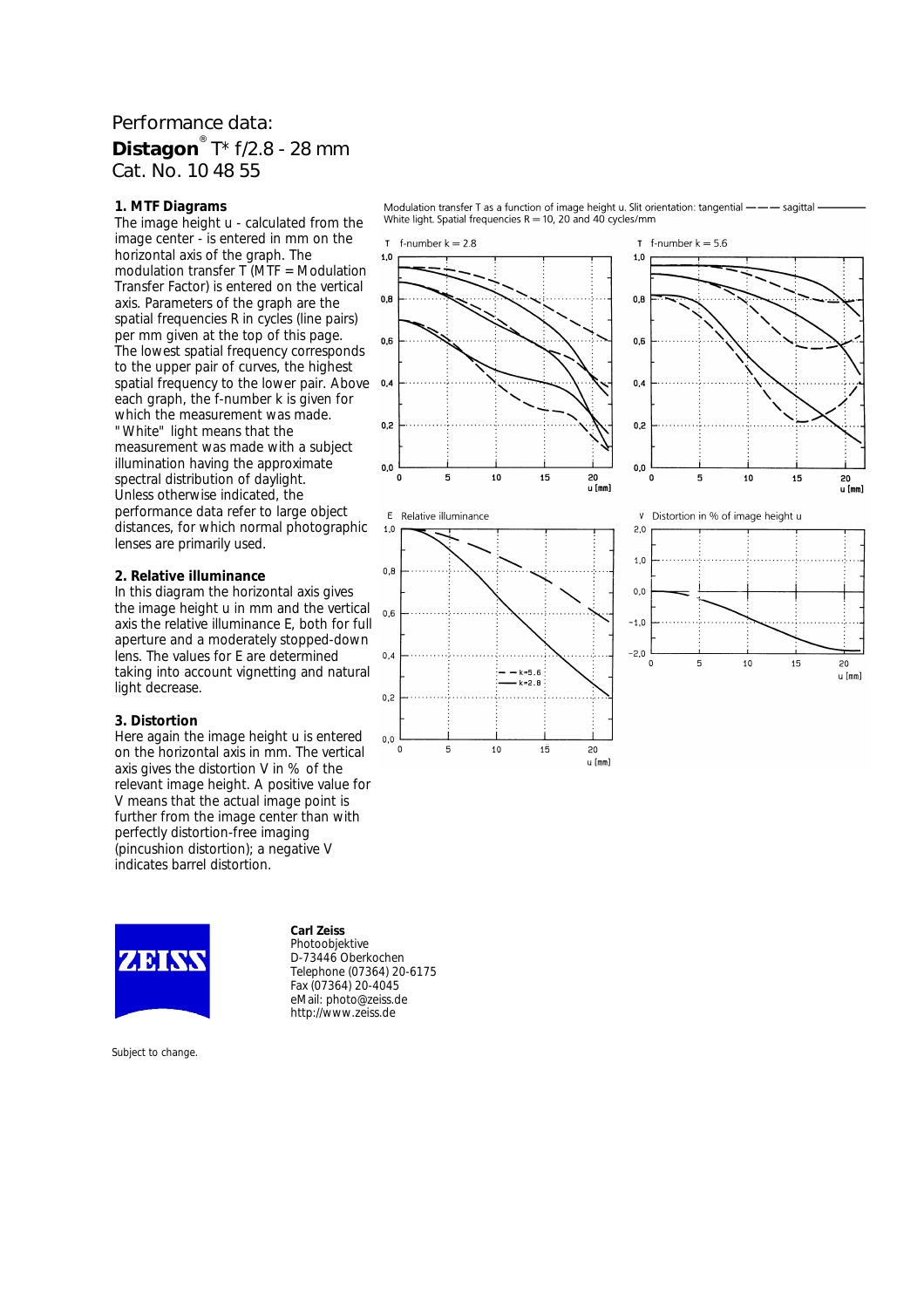Performance data:

# Distagon® T* f/2.8 - 28 mm

Cat. No. 10 48 55

### 1. MTF Diagrams

The image height u - calculated from the image center - is entered in mm on the horizontal axis of the graph. The modulation transfer T (MTF = Modulation Transfer Factor) is entered on the vertical axis. Parameters of the graph are the spatial frequencies R in cycles (line pairs) per mm given at the top of this page. The lowest spatial frequency corresponds to the upper pair of curves, the highest spatial frequency to the lower pair. Above each graph, the f-number k is given for which the measurement was made. "White" light means that the measurement was made with a subject illumination having the approximate spectral distribution of daylight.
Unless otherwise indicated, the performance data refer to large object distances, for which normal photographic lenses are primarily used.

### 2. Relative illuminance

In this diagram the horizontal axis gives the image height u in mm and the vertical axis the relative illuminance E, both for full aperture and a moderately stopped-down lens. The values for E are determined taking into account vignetting and natural light decrease.

### 3. Distortion

Here again the image height u is entered on the horizontal axis in mm. The vertical axis gives the distortion V in % of the relevant image height. A positive value for V means that the actual image point is further from the image center than with perfectly distortion-free imaging (pincushion distortion); a negative V indicates barrel distortion.

Modulation transfer T as a function of image height u. Slit orientation: tangential — — — sagittal ———
White light. Spatial frequencies R = 10, 20 and 40 cycles/mm

T f-number k = 2.8

1,0
0,8
0,6
0,4
0,2
0,0
0 5 10 15 20
u [mm]

T f-number k = 5.6

1,0
0,8
0,6
0,4
0,2
0,0
0 5 10 15 20
u [mm]

E Relative illuminance

1,0
0,8
0,6
0,4
0,2
0,0
0 5 10 15 20
u [mm]

— — k=5.6
——— k=2.8

V Distortion in % of image height u

2,0
1,0
0,0
-1,0
-2,0
0 5 10 15 20
u [mm]

**Carl Zeiss**
Photoobjektive
D-73446 Oberkochen
Telephone (07364) 20-6175
Fax (07364) 20-4045
eMail: photo@zeiss.de
http://www.zeiss.de

Subject to change.